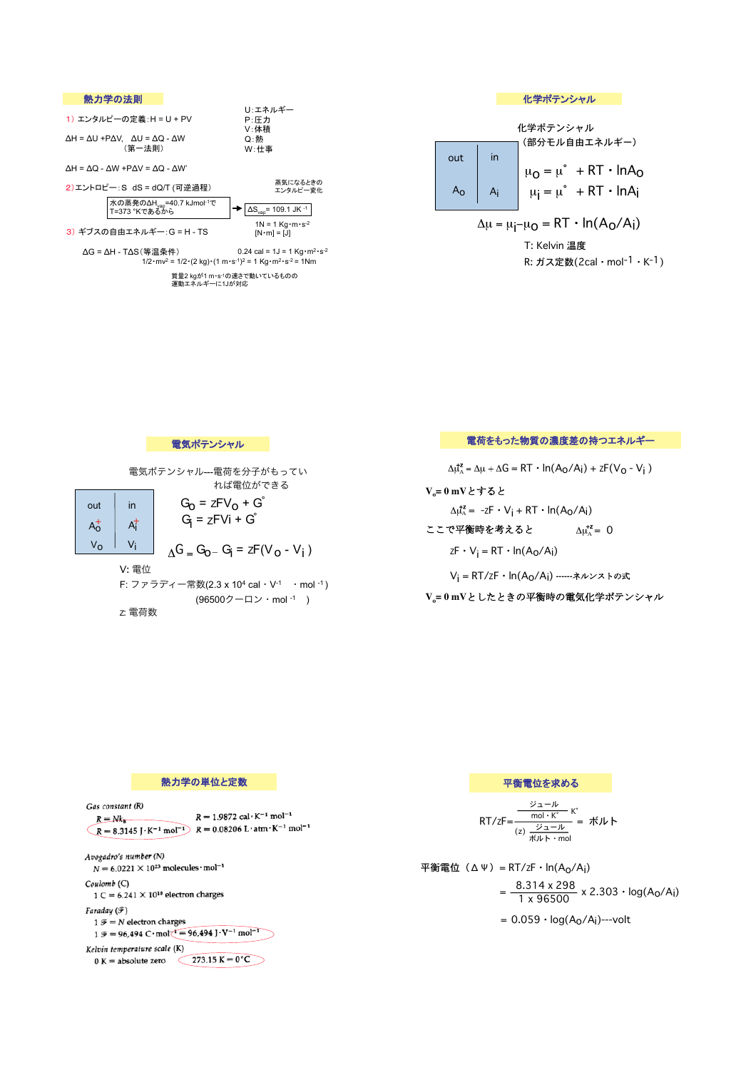## 熱力学の法則

1）エンタルピーの定義：$H = U + PV$

U：エネルギー
P：圧力
V：体積
Q：熱
W：仕事

$\Delta H = \Delta U + P\Delta V$,　$\Delta U = \Delta Q - \Delta W$
（第一法則）

$\Delta H = \Delta Q - \Delta W + P\Delta V = \Delta Q - \Delta W'$

2）エントロピー：S　$dS = dQ/T$（可逆過程）

蒸気になるときのエンタルピー変化

水の蒸発の$\Delta H_{vap}$=40.7 kJmol$^{-1}$℃
T=373 °Kであるから → $\Delta S_{vap}$ = 109.1 JK$^{-1}$

3）ギブスの自由エネルギー：$G = H - TS$

$1N = 1\ Kg \cdot m \cdot s^{-2}$
$[N \cdot m] = [J]$

$\Delta G = \Delta H - T\Delta S$（等温条件）

0.24 cal = 1J = 1 Kg・m$^{2}$・s$^{-2}$

$1/2 \cdot mv^2 = 1/2 \cdot (2\ kg) \cdot (1\ m \cdot s^{-1})^2 = 1\ Kg \cdot m^2 \cdot s^{-2} = 1Nm$

質量2 kgが1 m・s$^{-1}$の速さで動いているものの運動エネルギーに1Jが対応

## 化学ポテンシャル

化学ポテンシャル
（部分モル自由エネルギー）

| out | in |
|---|---|
| $A_o$ | $A_i$ |

$$\mu_o = \mu^\circ + RT \cdot \ln A_o$$
$$\mu_i = \mu^\circ + RT \cdot \ln A_i$$

$$\Delta\mu = \mu_i - \mu_o = RT \cdot \ln(A_o/A_i)$$

T: Kelvin 温度
R: ガス定数(2cal・mol$^{-1}$・K$^{-1}$)

## 電気ポテンシャル

電気ポテンシャル---電荷を分子がもっていれば電位ができる

| out | in |
|---|---|
| $A_o^+$ | $A_i^+$ |
| $V_o$ | $V_i$ |

$$G_o = zFV_o + G^\circ$$
$$G_i = zFV_i + G^\circ$$

$$\Delta G = G_o - G_i = zF(V_o - V_i)$$

V: 電位
F: ファラディー常数(2.3 x 10$^4$ cal・V$^{-1}$　・mol$^{-1}$)
(96500クーロン・mol$^{-1}$　)
z: 電荷数

## 電荷をもった物質の濃度差の持つエネルギー

$$\Delta\tilde{\mu}_A^z = \Delta\mu + \Delta G = RT \cdot \ln(A_o/A_i) + zF(V_o - V_i)$$

**$V_o$= 0 mVとすると**

$$\Delta\tilde{\mu}_A^z = -zF \cdot V_i + RT \cdot \ln(A_o/A_i)$$

ここで平衡時を考えると　　$\Delta\tilde{\mu}_A^z = 0$

$$zF \cdot V_i = RT \cdot \ln(A_o/A_i)$$

$$V_i = RT/zF \cdot \ln(A_o/A_i)$$ ------ネルンストの式

**$V_o$= 0 mVとしたときの平衡時の電気化学ポテンシャル**

## 熱力学の単位と定数

*Gas constant (R)*
$R = Nk_B$　　$R = 1.9872\ cal \cdot K^{-1}\ mol^{-1}$
$R = 8.3145\ J \cdot K^{-1}\ mol^{-1}$　　$R = 0.08206\ L \cdot atm \cdot K^{-1}\ mol^{-1}$

*Avogadro's number (N)*
$N = 6.0221 \times 10^{23}$ molecules・mol$^{-1}$

*Coulomb (C)*
1 C = 6.241 × 10$^{18}$ electron charges

*Faraday ($\mathcal{F}$)*
1 $\mathcal{F}$ = N electron charges
1 $\mathcal{F}$ = 96,494 C・mol$^{-1}$ = 96,494 J・V$^{-1}$ mol$^{-1}$

*Kelvin temperature scale (K)*
0 K = absolute zero　　273.15 K = 0°C

## 平衡電位を求める

$$RT/zF = \frac{\frac{ジュール}{mol \cdot K^\circ} K^\circ}{(z)\ \frac{ジュール}{ボルト \cdot mol}} = ボルト$$

平衡電位（ΔΨ）$= RT/zF \cdot \ln(A_o/A_i)$

$$= \frac{8.314 \times 298}{1 \times 96500} \times 2.303 \cdot \log(A_o/A_i)$$

$= 0.059 \cdot \log(A_o/A_i)$---volt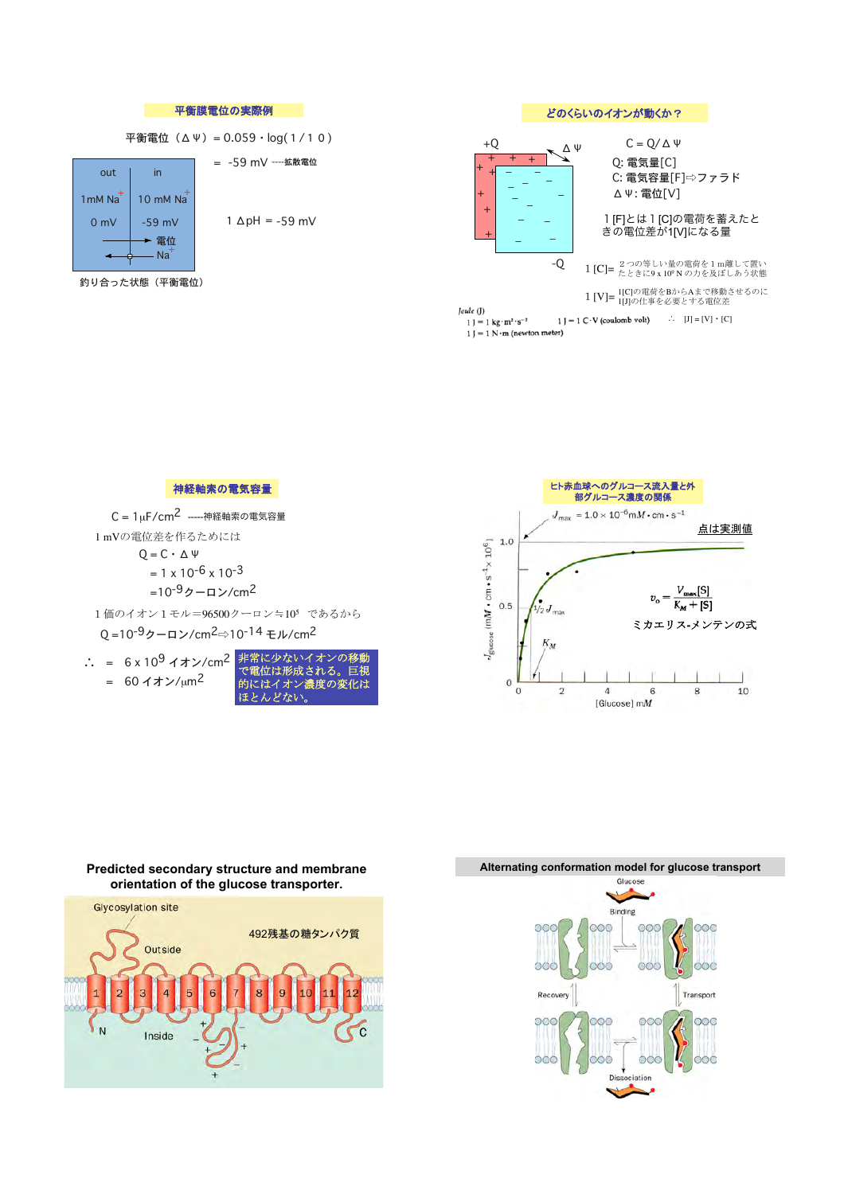## 平衡膜電位の実際例

平衡電位（ΔΨ）＝0.059・log(１/１０)

＝ -59 mV ----拡散電位

| out | in |
|---|---|
| 1mM $Na^+$ | 10 mM $Na^+$ |
| 0 mV | -59 mV |

電位

$Na^+$

釣り合った状態（平衡電位）

１ΔpH ＝ -59 mV

## どのくらいのイオンが動くか？

+Q　ΔΨ　-Q

C = Q/ΔΨ

Q: 電気量[C]

C: 電気容量[F]⇒ファラド

ΔΨ: 電位[V]

１[F]とは１[C]の電荷を蓄えたときの電位差が1[V]になる量

1 [C]= ２つの等しい量の電荷を１m離して置いたときに9 x 10⁹ N の力を及ぼしあう状態

1 [V]= 1[C]の電荷をBからAまで移動させるのに1[J]の仕事を必要とする電位差

Joule (J)

1 J = 1 $kg \cdot m^2 \cdot s^{-2}$　　1 J = 1 C・V (coulomb volt)　　∴　[J] = [V]・[C]

1 J = 1 N・m (newton meter)

## 神経軸索の電気容量

C = 1$\mu$F/cm$^2$ -----神経軸索の電気容量

１mVの電位差を作るためには

Q＝C・ΔΨ

＝1 x $10^{-6}$ x $10^{-3}$

＝$10^{-9}$クーロン/cm$^2$

１価のイオン１モル＝96500クーロン≒$10^5$　であるから

Q =$10^{-9}$クーロン/cm$^2$⇨$10^{-14}$ モル/cm$^2$

∴　＝　6 x $10^9$ イオン/cm$^2$

＝　60 イオン/$\mu$m$^2$

非常に少ないイオンの移動で電位は形成される。巨視的にはイオン濃度の変化はほとんどない。

## ヒト赤血球へのグルコース流入量と外部グルコース濃度の関係

$J_{max}$ = 1.0 × $10^{-6}$mM・cm・$s^{-1}$

点は実測値

$$v_o = \frac{V_{max}[S]}{K_M + [S]}$$

ミカエリス-メンテンの式

$J_{glucose}$ (mM・cm・$s^{-1}$ × $10^6$)

1/2 $J_{max}$

$K_M$

[Glucose] mM

## Predicted secondary structure and membrane orientation of the glucose transporter.

Glycosylation site

Outside

Inside

492残基の糖タンパク質

N　C

## Alternating conformation model for glucose transport

Glucose

Binding

Transport

Recovery

Dissociation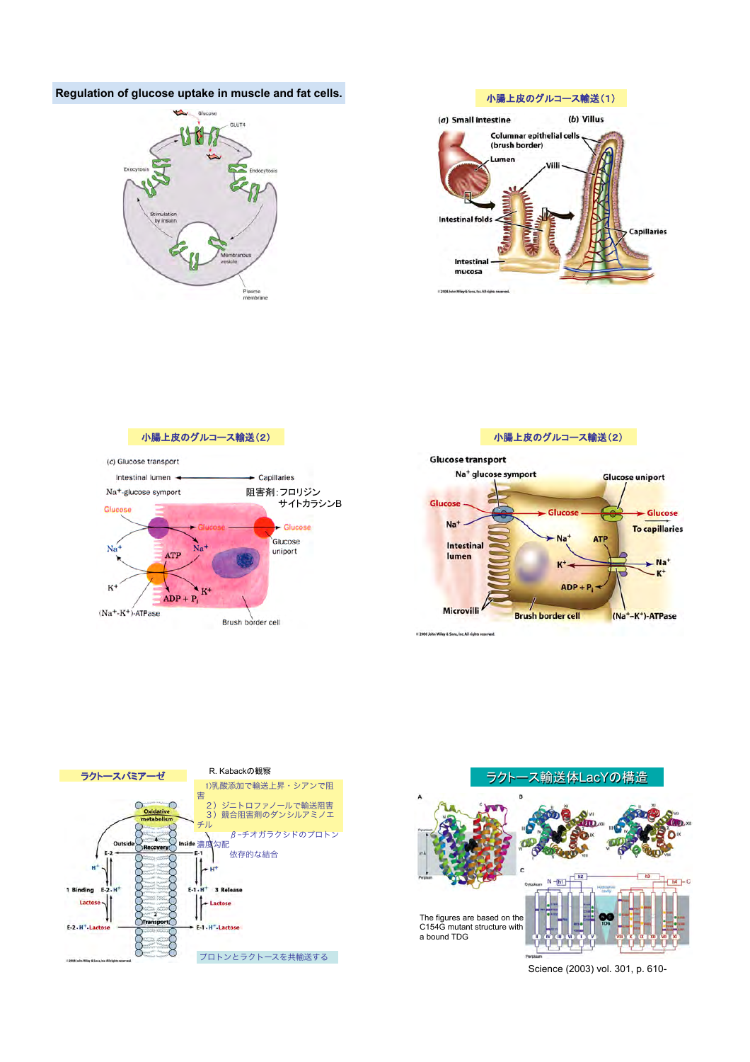## Regulation of glucose uptake in muscle and fat cells.

Glucose

GLUT4

Exocytosis

Endocytosis

Stimulation by insulin

Membranous vesicle

Plasma membrane

## 小腸上皮のグルコース輸送(1)

(*a*) Small intestine

(*b*) Villus

Columnar epithelial cells (brush border)

Lumen

Villi

Intestinal folds

Capillaries

Intestinal mucosa

## 小腸上皮のグルコース輸送(2)

(*c*) Glucose transport

Intestinal lumen ←→ Capillaries

$Na^+$-glucose symport

阻害剤:フロリジン
サイトカラシンB

Glucose

$Na^+$

ATP

$K^+$

ADP + $P_i$

($Na^+$-$K^+$)-ATPase

Glucose uniport

Brush border cell

## 小腸上皮のグルコース輸送(2)

Glucose transport

$Na^+$ glucose symport

Glucose uniport

Glucose

$Na^+$

Intestinal lumen

To capillaries

ATP

$K^+$

ADP + $P_i$

Microvilli

Brush border cell

($Na^+$-$K^+$)-ATPase

## ラクトースパミアーゼ

R. Kabackの観察

1)乳酸添加で輸送上昇・シアンで阻害
2)ジニトロファノールで輸送阻害
3)競合阻害剤のダンシルアミノエチル β-チオガラクシドのプロトン濃度勾配依存的な結合

Oxidative metabolism

Outside

Inside

4 Recovery

1 Binding

2 Transport

3 Release

E-2

E-1

$H^+$

E-2 · $H^+$

Lactose

E-2 · $H^+$ · Lactose

E-1 · $H^+$

E-1 · $H^+$ · Lactose

プロトンとラクトースを共輸送する

## ラクトース輸送体LacYの構造

The figures are based on the C154G mutant structure with a bound TDG

Science (2003) vol. 301, p. 610-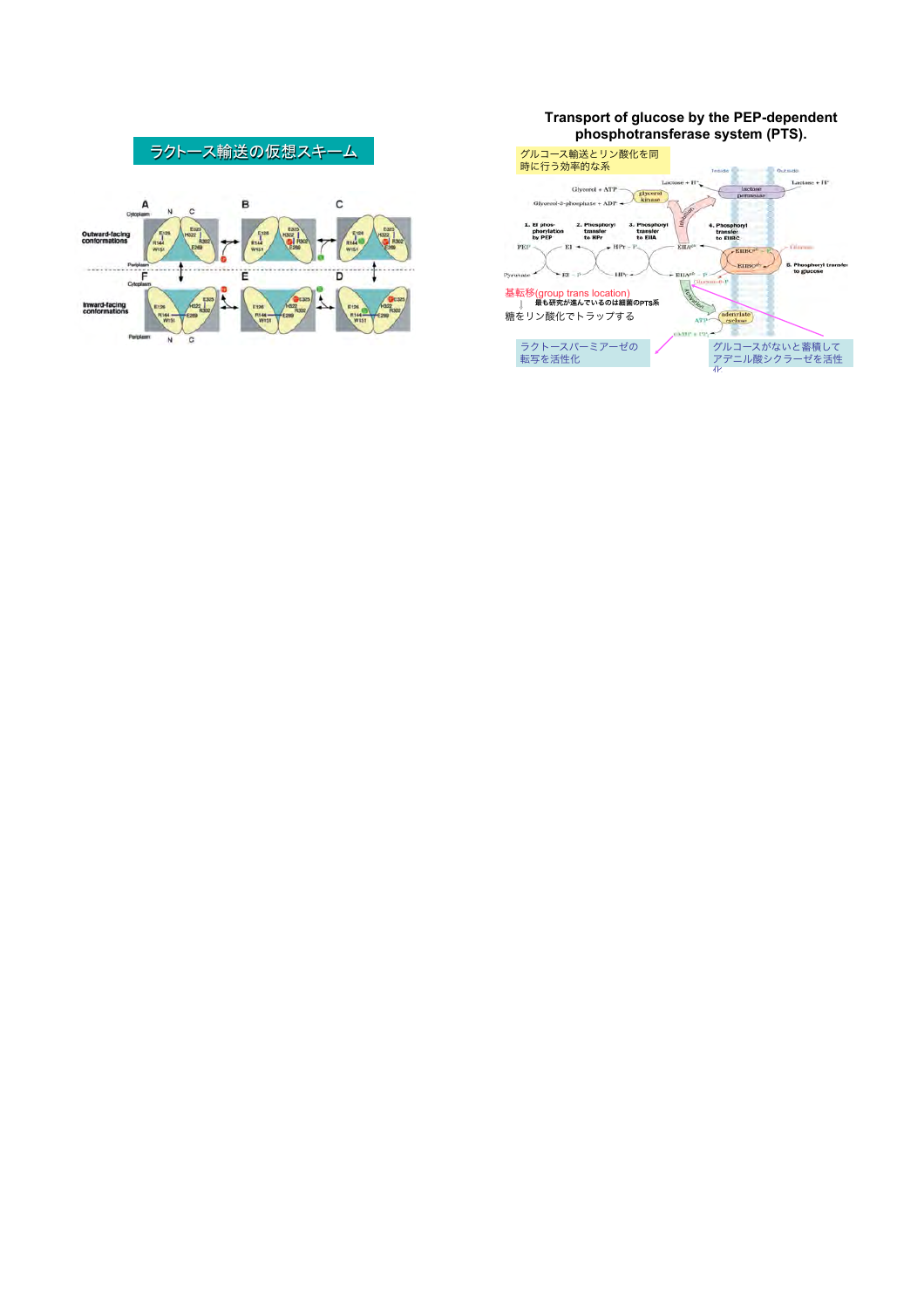## ラクトース輸送の仮想スキーム

A B C

Cytoplasm

N C

Outward-facing conformations

E126 E325 H322 R302 R144 W151 E269

Periplasm

F E D

Cytoplasm

Inward-facing conformations

E126 E325 H322 R302 R144 W151 E269

Periplasm

N C

## Transport of glucose by the PEP-dependent phosphotransferase system (PTS).

グルコース輸送とリン酸化を同時に行う効率的な系

Inside Outside

Lactose + H⁺ Lactose + H⁺

lactose permease

Glycerol + ATP

glycerol kinase

Glycerol-3-phosphate + ADP

Inhibition

1. EI phosphorylation by PEP

2. Phosphoryl transfer to HPr

3. Phosphoryl transfer to EIIA

4. Phosphoryl transfer to EIIBC

5. Phosphoryl transfer to glucose

PEP EI HPr ~ P EIIA^{glc}

Pyruvate EI ~ P HPr EIIA^{glc} ~ P

EIIBC^{glc} ~ P EIIBC^{glc}

Glucose

Glucose-6-P

Activation

adenylate cyclase

ATP cAMP + PPᵢ

基転移(group trans location)

最も研究が進んでいるのは細菌のPTS系

糖をリン酸化でトラップする

ラクトースパーミアーゼの転写を活性化

グルコースがないと蓄積してアデニル酸シクラーゼを活性化